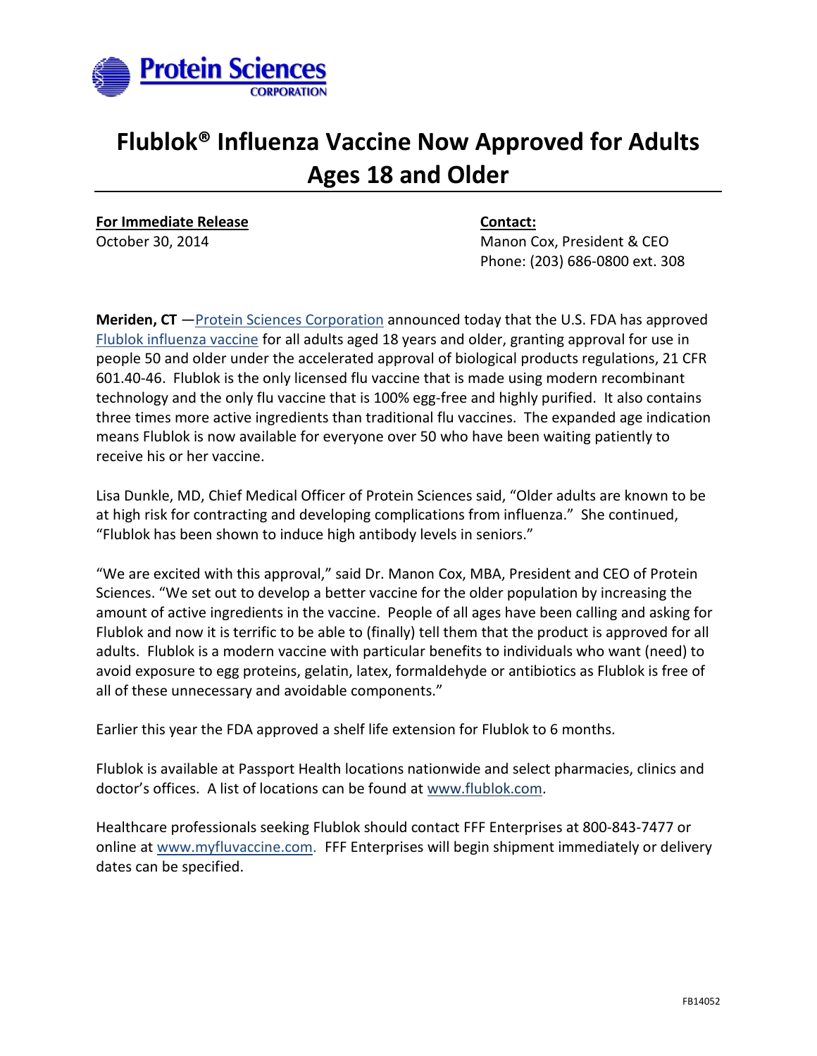Protein Sciences CORPORATION

# Flublok® Influenza Vaccine Now Approved for Adults Ages 18 and Older

**For Immediate Release**
October 30, 2014

**Contact:**
Manon Cox, President & CEO
Phone: (203) 686-0800 ext. 308

**Meriden, CT** —Protein Sciences Corporation announced today that the U.S. FDA has approved Flublok influenza vaccine for all adults aged 18 years and older, granting approval for use in people 50 and older under the accelerated approval of biological products regulations, 21 CFR 601.40-46. Flublok is the only licensed flu vaccine that is made using modern recombinant technology and the only flu vaccine that is 100% egg-free and highly purified. It also contains three times more active ingredients than traditional flu vaccines. The expanded age indication means Flublok is now available for everyone over 50 who have been waiting patiently to receive his or her vaccine.

Lisa Dunkle, MD, Chief Medical Officer of Protein Sciences said, "Older adults are known to be at high risk for contracting and developing complications from influenza." She continued, "Flublok has been shown to induce high antibody levels in seniors."

"We are excited with this approval," said Dr. Manon Cox, MBA, President and CEO of Protein Sciences. "We set out to develop a better vaccine for the older population by increasing the amount of active ingredients in the vaccine. People of all ages have been calling and asking for Flublok and now it is terrific to be able to (finally) tell them that the product is approved for all adults. Flublok is a modern vaccine with particular benefits to individuals who want (need) to avoid exposure to egg proteins, gelatin, latex, formaldehyde or antibiotics as Flublok is free of all of these unnecessary and avoidable components."

Earlier this year the FDA approved a shelf life extension for Flublok to 6 months.

Flublok is available at Passport Health locations nationwide and select pharmacies, clinics and doctor's offices. A list of locations can be found at www.flublok.com.

Healthcare professionals seeking Flublok should contact FFF Enterprises at 800-843-7477 or online at www.myfluvaccine.com. FFF Enterprises will begin shipment immediately or delivery dates can be specified.

FB14052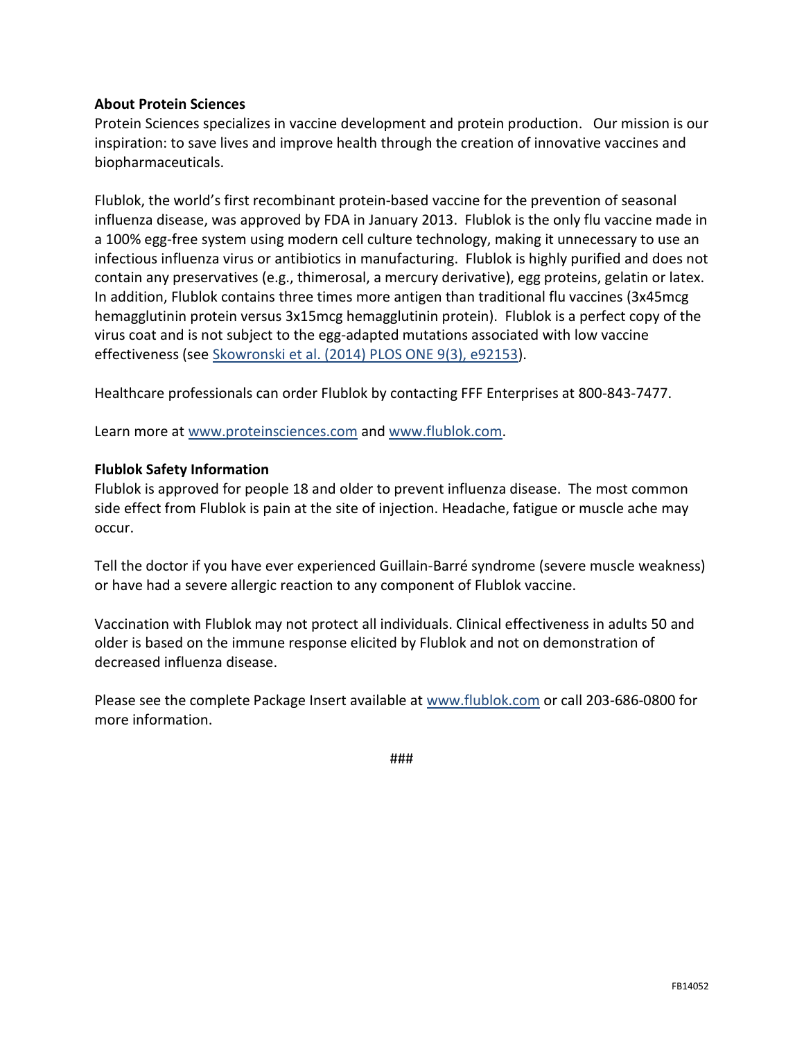**About Protein Sciences**

Protein Sciences specializes in vaccine development and protein production. Our mission is our inspiration: to save lives and improve health through the creation of innovative vaccines and biopharmaceuticals.

Flublok, the world's first recombinant protein-based vaccine for the prevention of seasonal influenza disease, was approved by FDA in January 2013. Flublok is the only flu vaccine made in a 100% egg-free system using modern cell culture technology, making it unnecessary to use an infectious influenza virus or antibiotics in manufacturing. Flublok is highly purified and does not contain any preservatives (e.g., thimerosal, a mercury derivative), egg proteins, gelatin or latex. In addition, Flublok contains three times more antigen than traditional flu vaccines (3x45mcg hemagglutinin protein versus 3x15mcg hemagglutinin protein). Flublok is a perfect copy of the virus coat and is not subject to the egg-adapted mutations associated with low vaccine effectiveness (see Skowronski et al. (2014) PLOS ONE 9(3), e92153).

Healthcare professionals can order Flublok by contacting FFF Enterprises at 800-843-7477.

Learn more at www.proteinsciences.com and www.flublok.com.

**Flublok Safety Information**

Flublok is approved for people 18 and older to prevent influenza disease. The most common side effect from Flublok is pain at the site of injection. Headache, fatigue or muscle ache may occur.

Tell the doctor if you have ever experienced Guillain-Barré syndrome (severe muscle weakness) or have had a severe allergic reaction to any component of Flublok vaccine.

Vaccination with Flublok may not protect all individuals. Clinical effectiveness in adults 50 and older is based on the immune response elicited by Flublok and not on demonstration of decreased influenza disease.

Please see the complete Package Insert available at www.flublok.com or call 203-686-0800 for more information.

###

FB14052